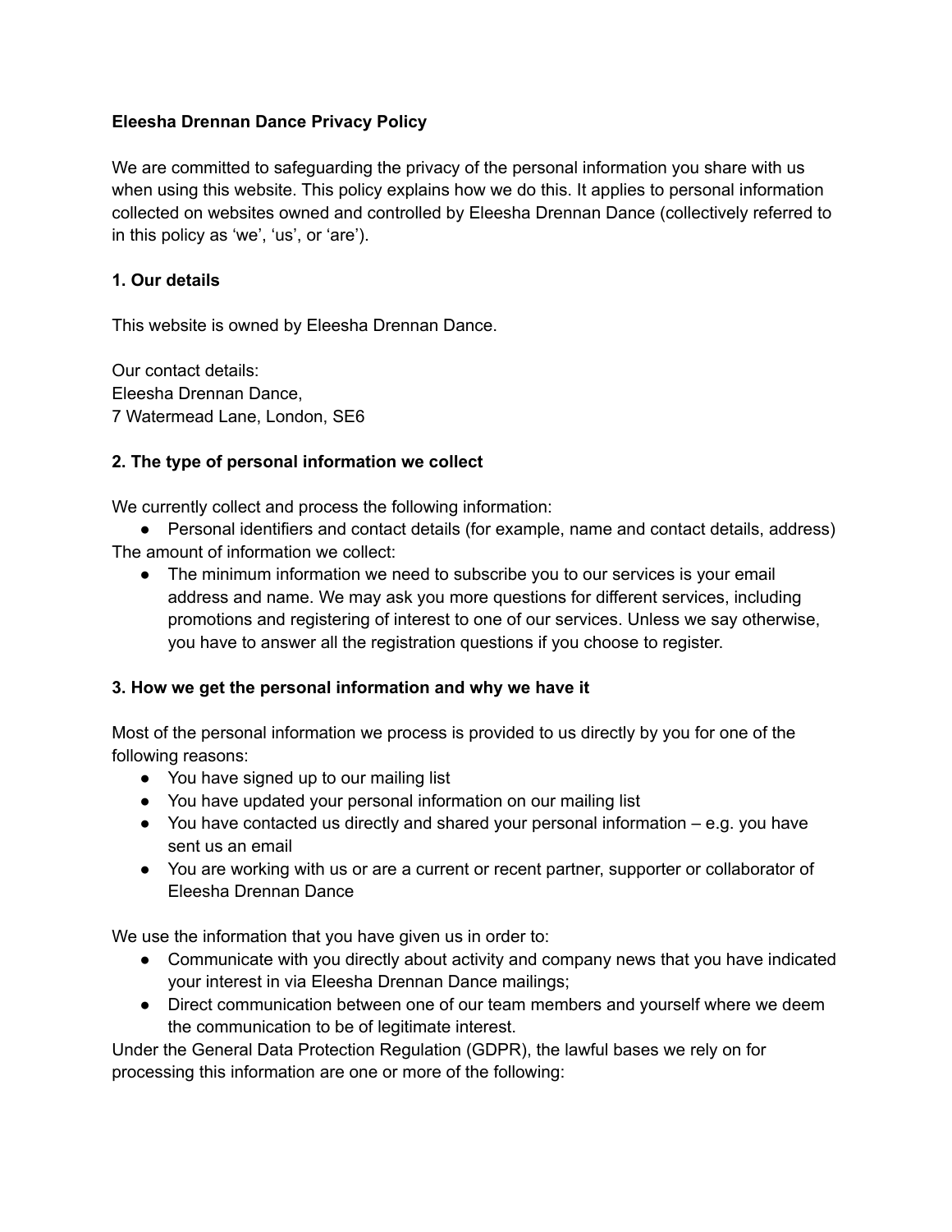**Eleesha Drennan Dance Privacy Policy**

We are committed to safeguarding the privacy of the personal information you share with us when using this website. This policy explains how we do this. It applies to personal information collected on websites owned and controlled by Eleesha Drennan Dance (collectively referred to in this policy as 'we', 'us', or 'are').

**1. Our details**

This website is owned by Eleesha Drennan Dance.

Our contact details:
Eleesha Drennan Dance,
7 Watermead Lane, London, SE6

**2. The type of personal information we collect**

We currently collect and process the following information:

- Personal identifiers and contact details (for example, name and contact details, address)

The amount of information we collect:

- The minimum information we need to subscribe you to our services is your email address and name. We may ask you more questions for different services, including promotions and registering of interest to one of our services. Unless we say otherwise, you have to answer all the registration questions if you choose to register.

**3. How we get the personal information and why we have it**

Most of the personal information we process is provided to us directly by you for one of the following reasons:

- You have signed up to our mailing list
- You have updated your personal information on our mailing list
- You have contacted us directly and shared your personal information – e.g. you have sent us an email
- You are working with us or are a current or recent partner, supporter or collaborator of Eleesha Drennan Dance

We use the information that you have given us in order to:

- Communicate with you directly about activity and company news that you have indicated your interest in via Eleesha Drennan Dance mailings;
- Direct communication between one of our team members and yourself where we deem the communication to be of legitimate interest.

Under the General Data Protection Regulation (GDPR), the lawful bases we rely on for processing this information are one or more of the following: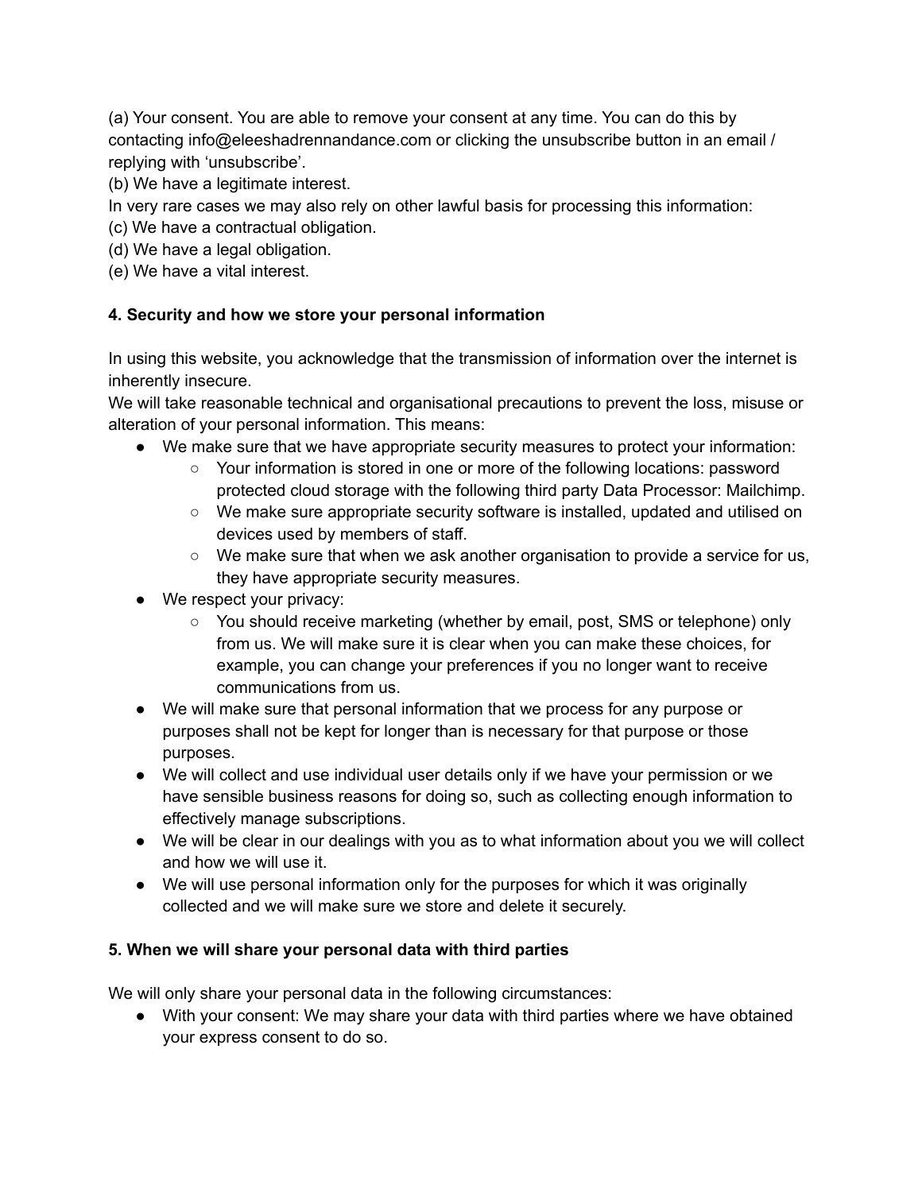(a) Your consent. You are able to remove your consent at any time. You can do this by contacting info@eleeshadrennandance.com or clicking the unsubscribe button in an email / replying with 'unsubscribe'.

(b) We have a legitimate interest.

In very rare cases we may also rely on other lawful basis for processing this information:

(c) We have a contractual obligation.

(d) We have a legal obligation.

(e) We have a vital interest.

**4. Security and how we store your personal information**

In using this website, you acknowledge that the transmission of information over the internet is inherently insecure.

We will take reasonable technical and organisational precautions to prevent the loss, misuse or alteration of your personal information. This means:

- We make sure that we have appropriate security measures to protect your information:
  - Your information is stored in one or more of the following locations: password protected cloud storage with the following third party Data Processor: Mailchimp.
  - We make sure appropriate security software is installed, updated and utilised on devices used by members of staff.
  - We make sure that when we ask another organisation to provide a service for us, they have appropriate security measures.
- We respect your privacy:
  - You should receive marketing (whether by email, post, SMS or telephone) only from us. We will make sure it is clear when you can make these choices, for example, you can change your preferences if you no longer want to receive communications from us.
- We will make sure that personal information that we process for any purpose or purposes shall not be kept for longer than is necessary for that purpose or those purposes.
- We will collect and use individual user details only if we have your permission or we have sensible business reasons for doing so, such as collecting enough information to effectively manage subscriptions.
- We will be clear in our dealings with you as to what information about you we will collect and how we will use it.
- We will use personal information only for the purposes for which it was originally collected and we will make sure we store and delete it securely.

**5. When we will share your personal data with third parties**

We will only share your personal data in the following circumstances:

- With your consent: We may share your data with third parties where we have obtained your express consent to do so.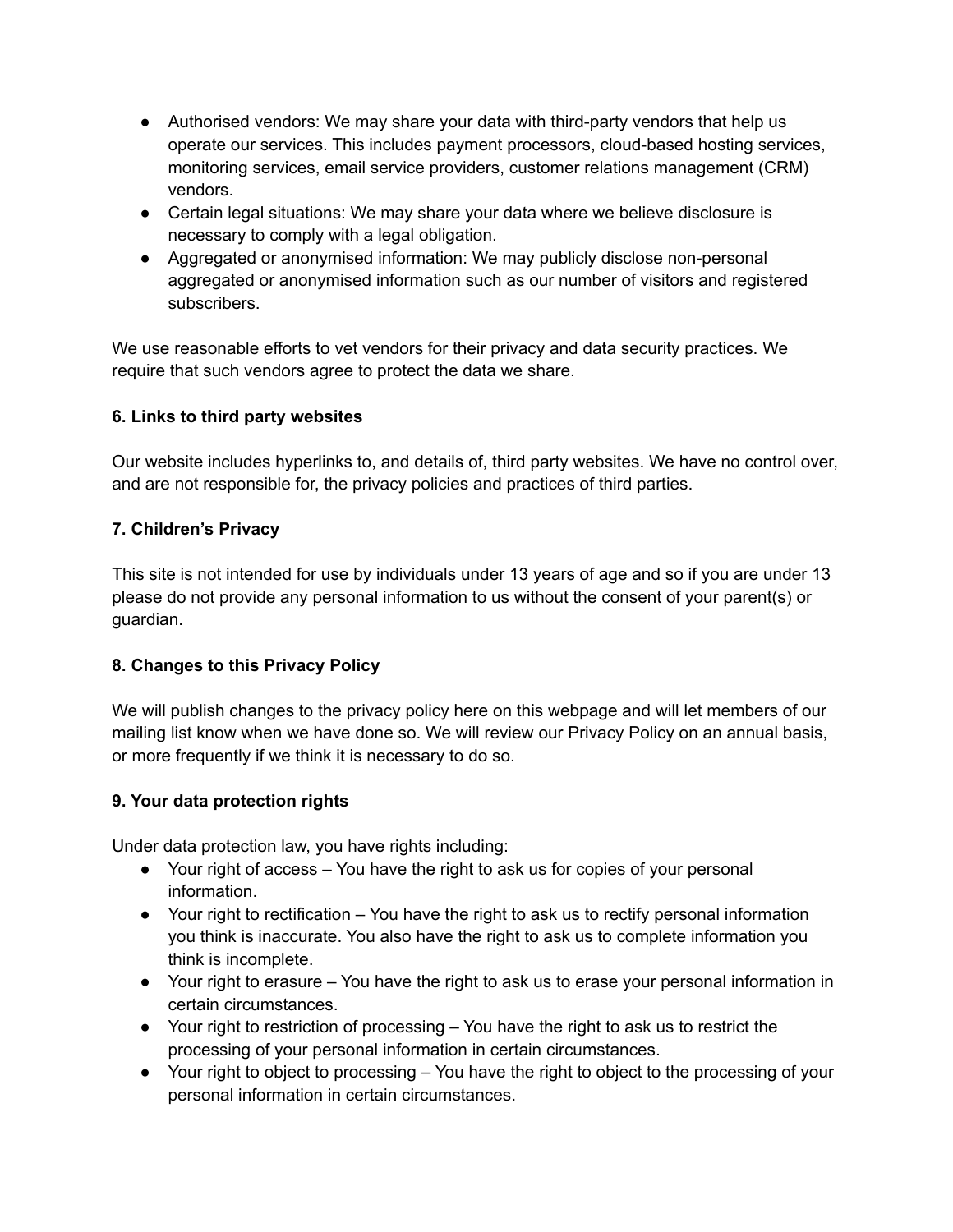- Authorised vendors: We may share your data with third-party vendors that help us operate our services. This includes payment processors, cloud-based hosting services, monitoring services, email service providers, customer relations management (CRM) vendors.
- Certain legal situations: We may share your data where we believe disclosure is necessary to comply with a legal obligation.
- Aggregated or anonymised information: We may publicly disclose non-personal aggregated or anonymised information such as our number of visitors and registered subscribers.

We use reasonable efforts to vet vendors for their privacy and data security practices. We require that such vendors agree to protect the data we share.

**6. Links to third party websites**

Our website includes hyperlinks to, and details of, third party websites. We have no control over, and are not responsible for, the privacy policies and practices of third parties.

**7. Children's Privacy**

This site is not intended for use by individuals under 13 years of age and so if you are under 13 please do not provide any personal information to us without the consent of your parent(s) or guardian.

**8. Changes to this Privacy Policy**

We will publish changes to the privacy policy here on this webpage and will let members of our mailing list know when we have done so. We will review our Privacy Policy on an annual basis, or more frequently if we think it is necessary to do so.

**9. Your data protection rights**

Under data protection law, you have rights including:

- Your right of access – You have the right to ask us for copies of your personal information.
- Your right to rectification – You have the right to ask us to rectify personal information you think is inaccurate. You also have the right to ask us to complete information you think is incomplete.
- Your right to erasure – You have the right to ask us to erase your personal information in certain circumstances.
- Your right to restriction of processing – You have the right to ask us to restrict the processing of your personal information in certain circumstances.
- Your right to object to processing – You have the right to object to the processing of your personal information in certain circumstances.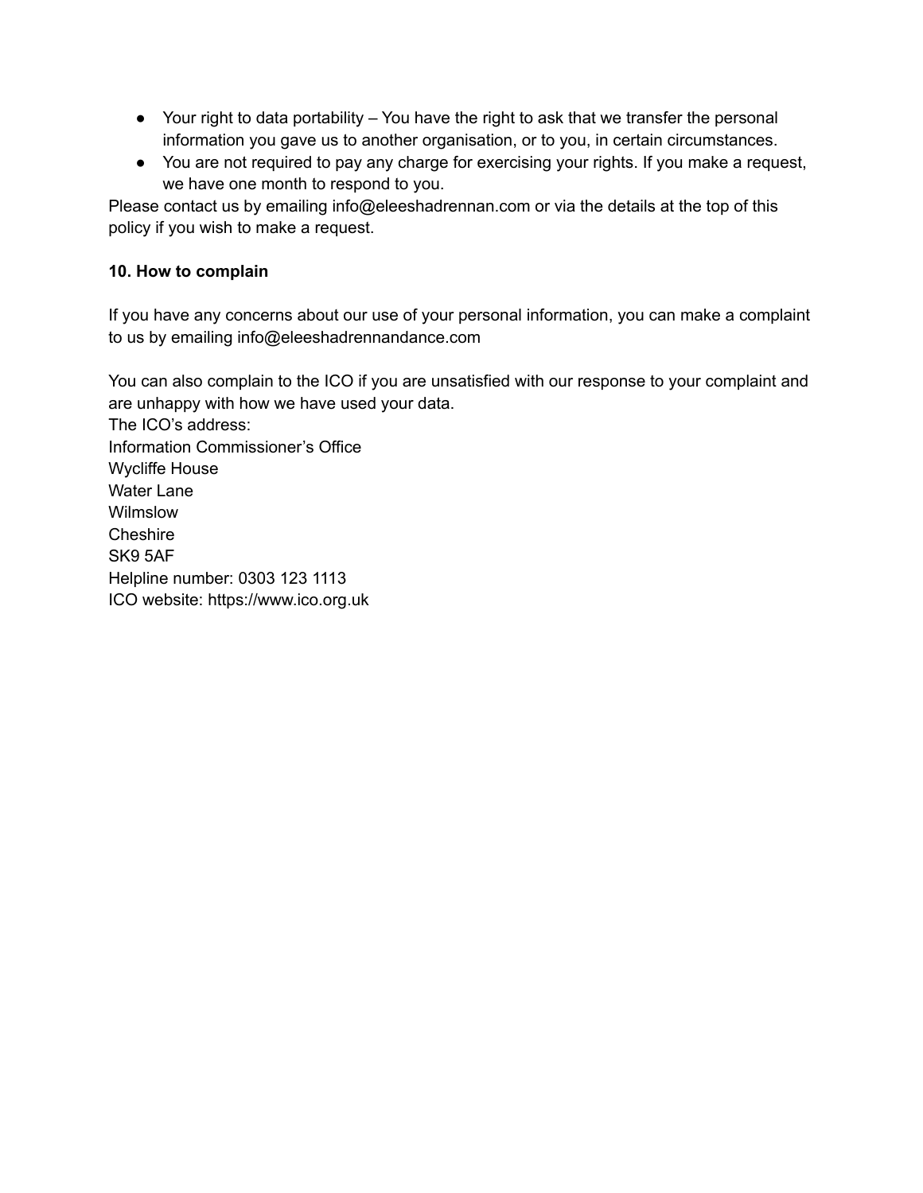- Your right to data portability – You have the right to ask that we transfer the personal information you gave us to another organisation, or to you, in certain circumstances.
- You are not required to pay any charge for exercising your rights. If you make a request, we have one month to respond to you.

Please contact us by emailing info@eleeshadrennan.com or via the details at the top of this policy if you wish to make a request.

**10. How to complain**

If you have any concerns about our use of your personal information, you can make a complaint to us by emailing info@eleeshadrennandance.com

You can also complain to the ICO if you are unsatisfied with our response to your complaint and are unhappy with how we have used your data.
The ICO's address:
Information Commissioner's Office
Wycliffe House
Water Lane
Wilmslow
Cheshire
SK9 5AF
Helpline number: 0303 123 1113
ICO website: https://www.ico.org.uk